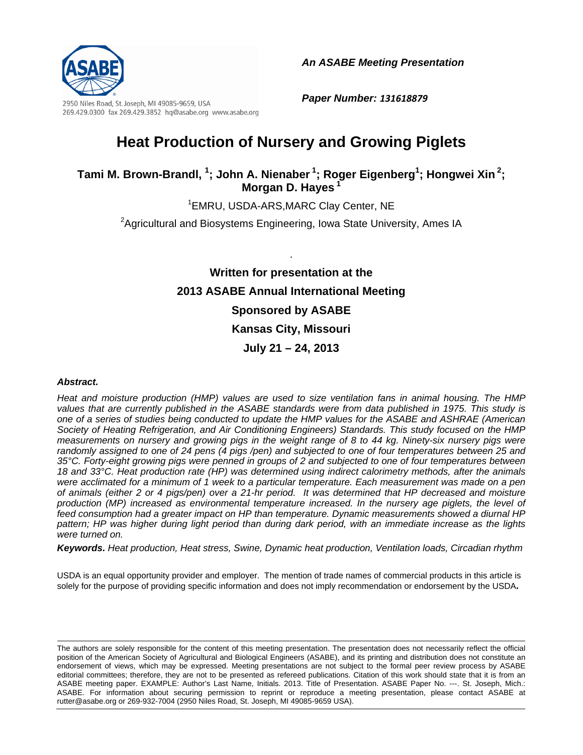2950 Niles Road, St. Joseph, MI 49085-9659, USA
269.429.0300 fax 269.429.3852 hq@asabe.org www.asabe.org

***An ASABE Meeting Presentation***

***Paper Number: 131618879***

# Heat Production of Nursery and Growing Piglets

**Tami M. Brown-Brandl, [1]; John A. Nienaber [1]; Roger Eigenberg[1]; Hongwei Xin [2]; Morgan D. Hayes [1]**

[1]EMRU, USDA-ARS,MARC Clay Center, NE

[2]Agricultural and Biosystems Engineering, Iowa State University, Ames IA

**Written for presentation at the**
**2013 ASABE Annual International Meeting**
**Sponsored by ASABE**
**Kansas City, Missouri**
**July 21 – 24, 2013**

***Abstract.***

*Heat and moisture production (HMP) values are used to size ventilation fans in animal housing. The HMP values that are currently published in the ASABE standards were from data published in 1975. This study is one of a series of studies being conducted to update the HMP values for the ASABE and ASHRAE (American Society of Heating Refrigeration, and Air Conditioning Engineers) Standards. This study focused on the HMP measurements on nursery and growing pigs in the weight range of 8 to 44 kg. Ninety-six nursery pigs were randomly assigned to one of 24 pens (4 pigs /pen) and subjected to one of four temperatures between 25 and 35°C. Forty-eight growing pigs were penned in groups of 2 and subjected to one of four temperatures between 18 and 33°C. Heat production rate (HP) was determined using indirect calorimetry methods, after the animals were acclimated for a minimum of 1 week to a particular temperature. Each measurement was made on a pen of animals (either 2 or 4 pigs/pen) over a 21-hr period. It was determined that HP decreased and moisture production (MP) increased as environmental temperature increased. In the nursery age piglets, the level of feed consumption had a greater impact on HP than temperature. Dynamic measurements showed a diurnal HP pattern; HP was higher during light period than during dark period, with an immediate increase as the lights were turned on.*

***Keywords.*** *Heat production, Heat stress, Swine, Dynamic heat production, Ventilation loads, Circadian rhythm*

USDA is an equal opportunity provider and employer. The mention of trade names of commercial products in this article is solely for the purpose of providing specific information and does not imply recommendation or endorsement by the USDA**.**

The authors are solely responsible for the content of this meeting presentation. The presentation does not necessarily reflect the official position of the American Society of Agricultural and Biological Engineers (ASABE), and its printing and distribution does not constitute an endorsement of views, which may be expressed. Meeting presentations are not subject to the formal peer review process by ASABE editorial committees; therefore, they are not to be presented as refereed publications. Citation of this work should state that it is from an ASABE meeting paper. EXAMPLE: Author's Last Name, Initials. 2013. Title of Presentation. ASABE Paper No. ---. St. Joseph, Mich.: ASABE. For information about securing permission to reprint or reproduce a meeting presentation, please contact ASABE at rutter@asabe.org or 269-932-7004 (2950 Niles Road, St. Joseph, MI 49085-9659 USA).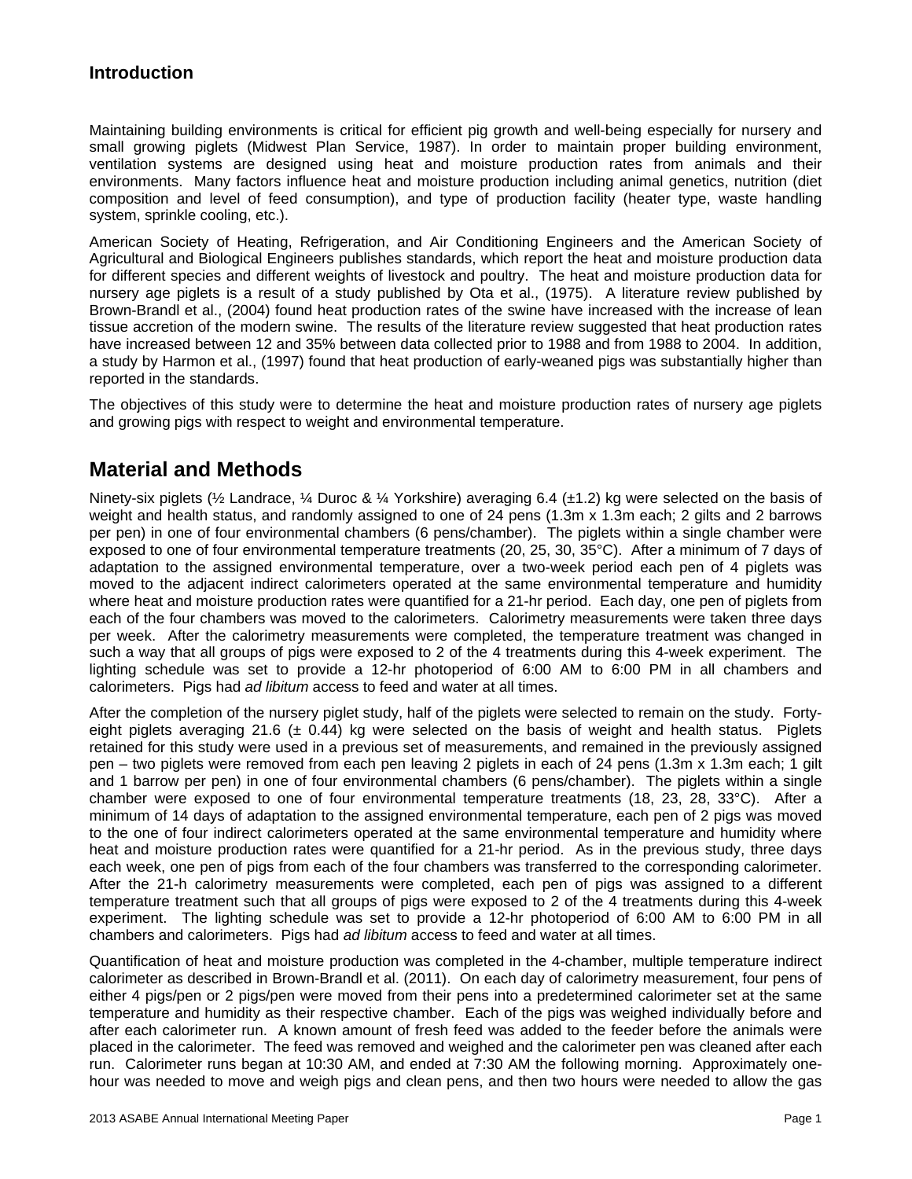### Introduction

Maintaining building environments is critical for efficient pig growth and well-being especially for nursery and small growing piglets (Midwest Plan Service, 1987). In order to maintain proper building environment, ventilation systems are designed using heat and moisture production rates from animals and their environments. Many factors influence heat and moisture production including animal genetics, nutrition (diet composition and level of feed consumption), and type of production facility (heater type, waste handling system, sprinkle cooling, etc.).

American Society of Heating, Refrigeration, and Air Conditioning Engineers and the American Society of Agricultural and Biological Engineers publishes standards, which report the heat and moisture production data for different species and different weights of livestock and poultry. The heat and moisture production data for nursery age piglets is a result of a study published by Ota et al., (1975). A literature review published by Brown-Brandl et al., (2004) found heat production rates of the swine have increased with the increase of lean tissue accretion of the modern swine. The results of the literature review suggested that heat production rates have increased between 12 and 35% between data collected prior to 1988 and from 1988 to 2004. In addition, a study by Harmon et al., (1997) found that heat production of early-weaned pigs was substantially higher than reported in the standards.

The objectives of this study were to determine the heat and moisture production rates of nursery age piglets and growing pigs with respect to weight and environmental temperature.

## Material and Methods

Ninety-six piglets (½ Landrace, ¼ Duroc & ¼ Yorkshire) averaging 6.4 (±1.2) kg were selected on the basis of weight and health status, and randomly assigned to one of 24 pens (1.3m x 1.3m each; 2 gilts and 2 barrows per pen) in one of four environmental chambers (6 pens/chamber). The piglets within a single chamber were exposed to one of four environmental temperature treatments (20, 25, 30, 35°C). After a minimum of 7 days of adaptation to the assigned environmental temperature, over a two-week period each pen of 4 piglets was moved to the adjacent indirect calorimeters operated at the same environmental temperature and humidity where heat and moisture production rates were quantified for a 21-hr period. Each day, one pen of piglets from each of the four chambers was moved to the calorimeters. Calorimetry measurements were taken three days per week. After the calorimetry measurements were completed, the temperature treatment was changed in such a way that all groups of pigs were exposed to 2 of the 4 treatments during this 4-week experiment. The lighting schedule was set to provide a 12-hr photoperiod of 6:00 AM to 6:00 PM in all chambers and calorimeters. Pigs had *ad libitum* access to feed and water at all times.

After the completion of the nursery piglet study, half of the piglets were selected to remain on the study. Forty-eight piglets averaging 21.6 (± 0.44) kg were selected on the basis of weight and health status. Piglets retained for this study were used in a previous set of measurements, and remained in the previously assigned pen – two piglets were removed from each pen leaving 2 piglets in each of 24 pens (1.3m x 1.3m each; 1 gilt and 1 barrow per pen) in one of four environmental chambers (6 pens/chamber). The piglets within a single chamber were exposed to one of four environmental temperature treatments (18, 23, 28, 33°C). After a minimum of 14 days of adaptation to the assigned environmental temperature, each pen of 2 pigs was moved to the one of four indirect calorimeters operated at the same environmental temperature and humidity where heat and moisture production rates were quantified for a 21-hr period. As in the previous study, three days each week, one pen of pigs from each of the four chambers was transferred to the corresponding calorimeter. After the 21-h calorimetry measurements were completed, each pen of pigs was assigned to a different temperature treatment such that all groups of pigs were exposed to 2 of the 4 treatments during this 4-week experiment. The lighting schedule was set to provide a 12-hr photoperiod of 6:00 AM to 6:00 PM in all chambers and calorimeters. Pigs had *ad libitum* access to feed and water at all times.

Quantification of heat and moisture production was completed in the 4-chamber, multiple temperature indirect calorimeter as described in Brown-Brandl et al. (2011). On each day of calorimetry measurement, four pens of either 4 pigs/pen or 2 pigs/pen were moved from their pens into a predetermined calorimeter set at the same temperature and humidity as their respective chamber. Each of the pigs was weighed individually before and after each calorimeter run. A known amount of fresh feed was added to the feeder before the animals were placed in the calorimeter. The feed was removed and weighed and the calorimeter pen was cleaned after each run. Calorimeter runs began at 10:30 AM, and ended at 7:30 AM the following morning. Approximately one-hour was needed to move and weigh pigs and clean pens, and then two hours were needed to allow the gas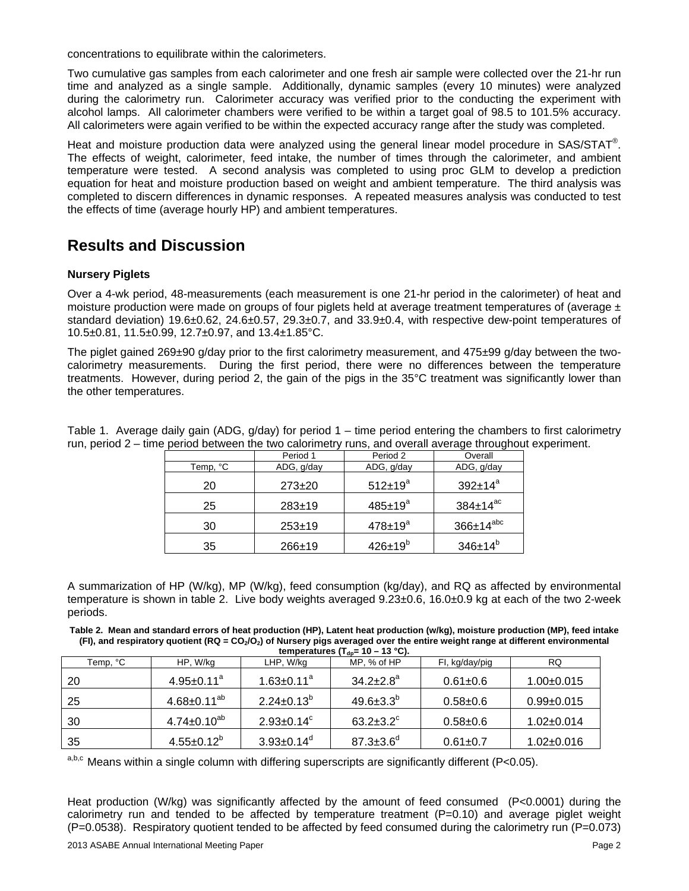concentrations to equilibrate within the calorimeters.

Two cumulative gas samples from each calorimeter and one fresh air sample were collected over the 21-hr run time and analyzed as a single sample. Additionally, dynamic samples (every 10 minutes) were analyzed during the calorimetry run. Calorimeter accuracy was verified prior to the conducting the experiment with alcohol lamps. All calorimeter chambers were verified to be within a target goal of 98.5 to 101.5% accuracy. All calorimeters were again verified to be within the expected accuracy range after the study was completed.

Heat and moisture production data were analyzed using the general linear model procedure in SAS/STAT®. The effects of weight, calorimeter, feed intake, the number of times through the calorimeter, and ambient temperature were tested. A second analysis was completed to using proc GLM to develop a prediction equation for heat and moisture production based on weight and ambient temperature. The third analysis was completed to discern differences in dynamic responses. A repeated measures analysis was conducted to test the effects of time (average hourly HP) and ambient temperatures.

# Results and Discussion

### Nursery Piglets

Over a 4-wk period, 48-measurements (each measurement is one 21-hr period in the calorimeter) of heat and moisture production were made on groups of four piglets held at average treatment temperatures of (average ± standard deviation) 19.6±0.62, 24.6±0.57, 29.3±0.7, and 33.9±0.4, with respective dew-point temperatures of 10.5±0.81, 11.5±0.99, 12.7±0.97, and 13.4±1.85°C.

The piglet gained 269±90 g/day prior to the first calorimetry measurement, and 475±99 g/day between the two-calorimetry measurements. During the first period, there were no differences between the temperature treatments. However, during period 2, the gain of the pigs in the 35°C treatment was significantly lower than the other temperatures.

Table 1. Average daily gain (ADG, g/day) for period 1 – time period entering the chambers to first calorimetry run, period 2 – time period between the two calorimetry runs, and overall average throughout experiment.

| | Period 1 | Period 2 | Overall |
|---|---|---|---|
| Temp, °C | ADG, g/day | ADG, g/day | ADG, g/day |
| 20 | 273±20 | 512±19[a] | 392±14[a] |
| 25 | 283±19 | 485±19[a] | 384±14[ac] |
| 30 | 253±19 | 478±19[a] | 366±14[abc] |
| 35 | 266±19 | 426±19[b] | 346±14[b] |

A summarization of HP (W/kg), MP (W/kg), feed consumption (kg/day), and RQ as affected by environmental temperature is shown in table 2. Live body weights averaged 9.23±0.6, 16.0±0.9 kg at each of the two 2-week periods.

**Table 2. Mean and standard errors of heat production (HP), Latent heat production (w/kg), moisture production (MP), feed intake (FI), and respiratory quotient (RQ = $CO_2/O_2$) of Nursery pigs averaged over the entire weight range at different environmental temperatures ($T_{dp}$= 10 – 13 °C).**

| Temp, °C | HP, W/kg | LHP, W/kg | MP, % of HP | FI, kg/day/pig | RQ |
|---|---|---|---|---|---|
| 20 | 4.95±0.11[a] | 1.63±0.11[a] | 34.2±2.8[a] | 0.61±0.6 | 1.00±0.015 |
| 25 | 4.68±0.11[ab] | 2.24±0.13[b] | 49.6±3.3[b] | 0.58±0.6 | 0.99±0.015 |
| 30 | 4.74±0.10[ab] | 2.93±0.14[c] | 63.2±3.2[c] | 0.58±0.6 | 1.02±0.014 |
| 35 | 4.55±0.12[b] | 3.93±0.14[d] | 87.3±3.6[d] | 0.61±0.7 | 1.02±0.016 |

[a,b,c] Means within a single column with differing superscripts are significantly different (P<0.05).

Heat production (W/kg) was significantly affected by the amount of feed consumed (P<0.0001) during the calorimetry run and tended to be affected by temperature treatment (P=0.10) and average piglet weight (P=0.0538). Respiratory quotient tended to be affected by feed consumed during the calorimetry run (P=0.073)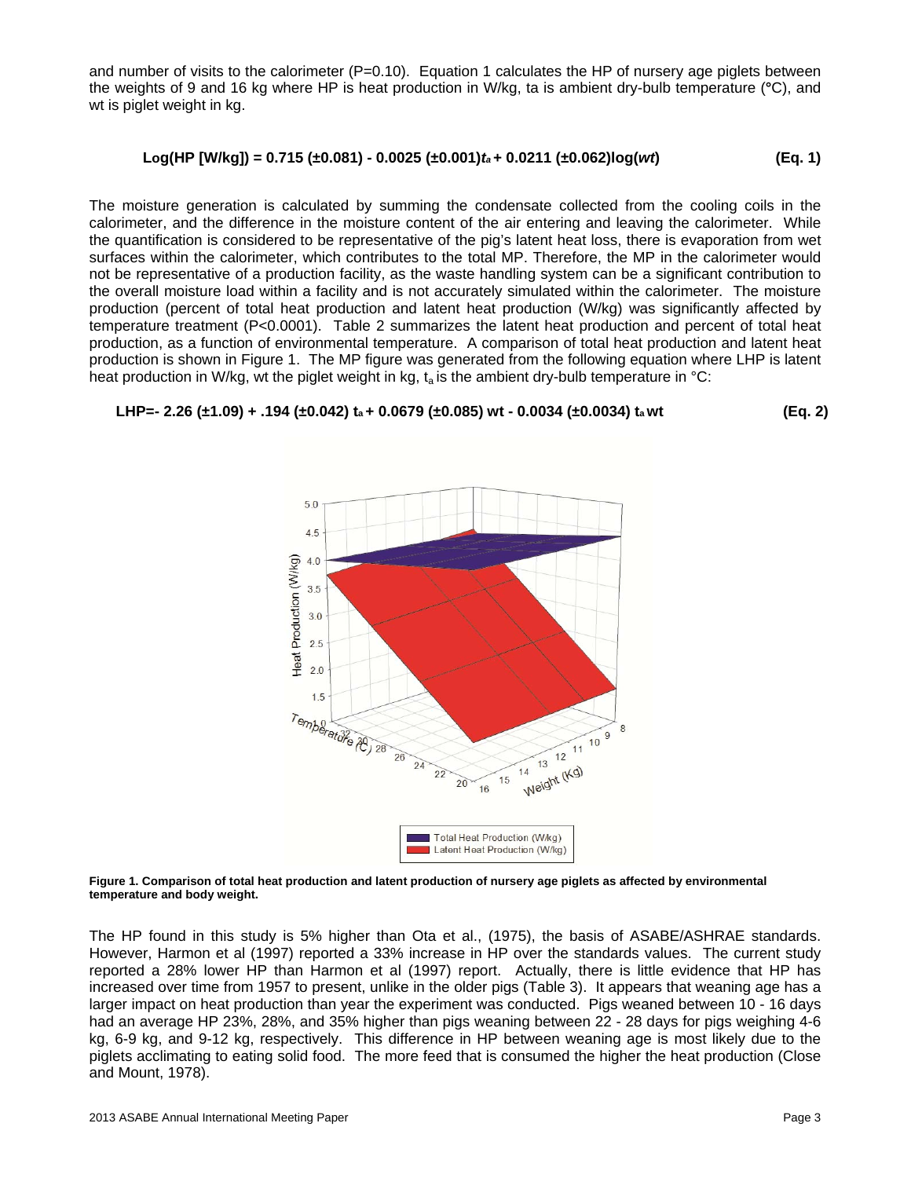and number of visits to the calorimeter (P=0.10). Equation 1 calculates the HP of nursery age piglets between the weights of 9 and 16 kg where HP is heat production in W/kg, ta is ambient dry-bulb temperature (°C), and wt is piglet weight in kg.

$$\text{Log(HP [W/kg])} = 0.715\ (\pm 0.081) - 0.0025\ (\pm 0.001) t_a + 0.0211\ (\pm 0.062) \log(wt) \quad \text{(Eq. 1)}$$

The moisture generation is calculated by summing the condensate collected from the cooling coils in the calorimeter, and the difference in the moisture content of the air entering and leaving the calorimeter. While the quantification is considered to be representative of the pig's latent heat loss, there is evaporation from wet surfaces within the calorimeter, which contributes to the total MP. Therefore, the MP in the calorimeter would not be representative of a production facility, as the waste handling system can be a significant contribution to the overall moisture load within a facility and is not accurately simulated within the calorimeter. The moisture production (percent of total heat production and latent heat production (W/kg) was significantly affected by temperature treatment (P<0.0001). Table 2 summarizes the latent heat production and percent of total heat production, as a function of environmental temperature. A comparison of total heat production and latent heat production is shown in Figure 1. The MP figure was generated from the following equation where LHP is latent heat production in W/kg, wt the piglet weight in kg, $t_a$ is the ambient dry-bulb temperature in °C:

$$\text{LHP} = -2.26\ (\pm 1.09) + .194\ (\pm 0.042)\ t_a + 0.0679\ (\pm 0.085)\ wt - 0.0034\ (\pm 0.0034)\ t_a\, wt \quad \text{(Eq. 2)}$$

Heat Production (W/kg)
5.0
4.5
4.0
3.5
3.0
2.5
2.0
1.5
1.0
Temperature (C)
32 30 28 26 24 22 20
Weight (Kg)
16 15 14 13 12 11 10 9 8
Total Heat Production (W/kg)
Latent Heat Production (W/kg)

**Figure 1. Comparison of total heat production and latent production of nursery age piglets as affected by environmental temperature and body weight.**

The HP found in this study is 5% higher than Ota et al., (1975), the basis of ASABE/ASHRAE standards. However, Harmon et al (1997) reported a 33% increase in HP over the standards values. The current study reported a 28% lower HP than Harmon et al (1997) report. Actually, there is little evidence that HP has increased over time from 1957 to present, unlike in the older pigs (Table 3). It appears that weaning age has a larger impact on heat production than year the experiment was conducted. Pigs weaned between 10 - 16 days had an average HP 23%, 28%, and 35% higher than pigs weaning between 22 - 28 days for pigs weighing 4-6 kg, 6-9 kg, and 9-12 kg, respectively. This difference in HP between weaning age is most likely due to the piglets acclimating to eating solid food. The more feed that is consumed the higher the heat production (Close and Mount, 1978).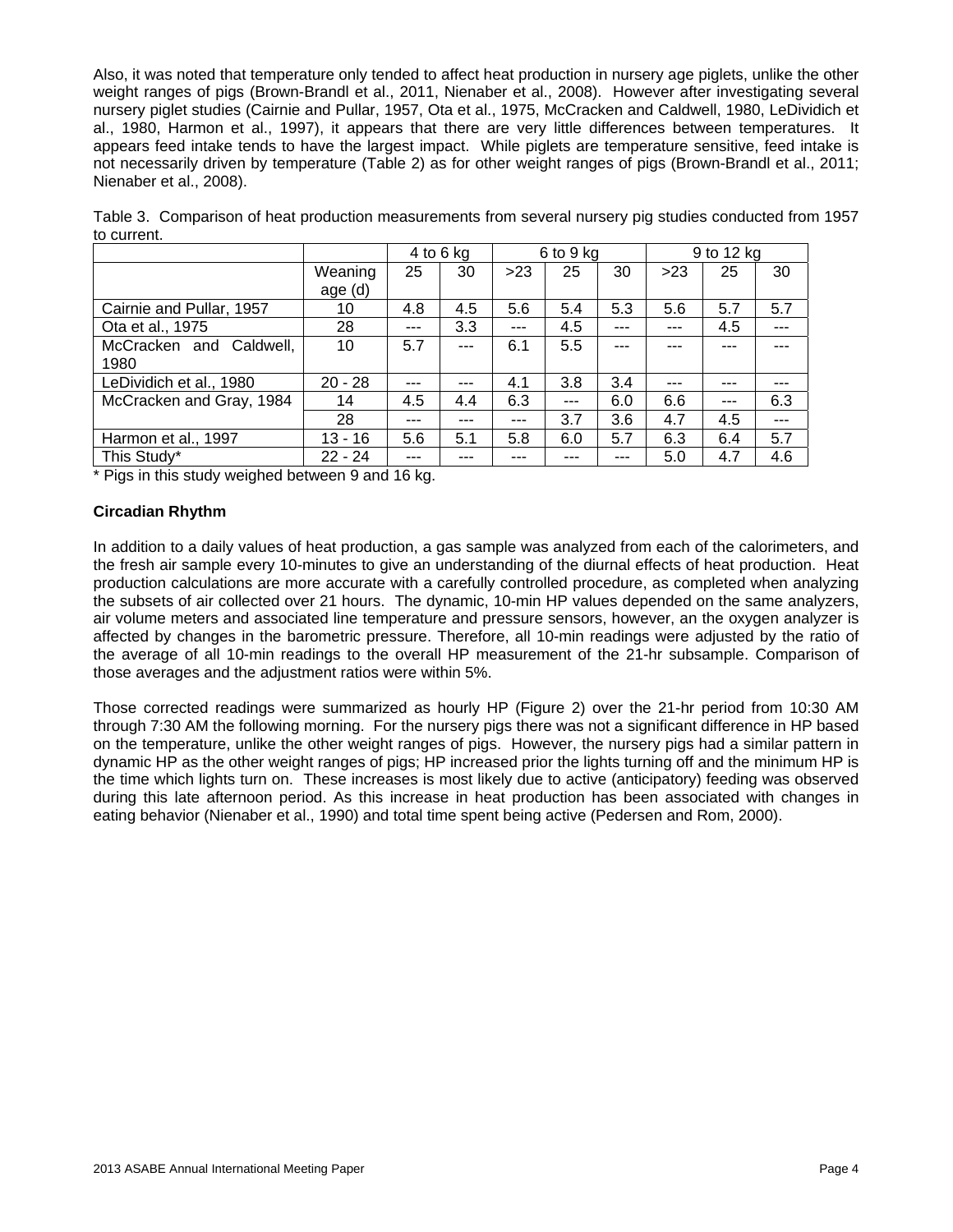Also, it was noted that temperature only tended to affect heat production in nursery age piglets, unlike the other weight ranges of pigs (Brown-Brandl et al., 2011, Nienaber et al., 2008). However after investigating several nursery piglet studies (Cairnie and Pullar, 1957, Ota et al., 1975, McCracken and Caldwell, 1980, LeDividich et al., 1980, Harmon et al., 1997), it appears that there are very little differences between temperatures. It appears feed intake tends to have the largest impact. While piglets are temperature sensitive, feed intake is not necessarily driven by temperature (Table 2) as for other weight ranges of pigs (Brown-Brandl et al., 2011; Nienaber et al., 2008).

Table 3. Comparison of heat production measurements from several nursery pig studies conducted from 1957 to current.

| | | 4 to 6 kg | | 6 to 9 kg | | | 9 to 12 kg | | |
|---|---|---|---|---|---|---|---|---|---|
| | Weaning age (d) | 25 | 30 | >23 | 25 | 30 | >23 | 25 | 30 |
| Cairnie and Pullar, 1957 | 10 | 4.8 | 4.5 | 5.6 | 5.4 | 5.3 | 5.6 | 5.7 | 5.7 |
| Ota et al., 1975 | 28 | --- | 3.3 | --- | 4.5 | --- | --- | 4.5 | --- |
| McCracken and Caldwell, 1980 | 10 | 5.7 | --- | 6.1 | 5.5 | --- | --- | --- | --- |
| LeDividich et al., 1980 | 20 - 28 | --- | --- | 4.1 | 3.8 | 3.4 | --- | --- | --- |
| McCracken and Gray, 1984 | 14 | 4.5 | 4.4 | 6.3 | --- | 6.0 | 6.6 | --- | 6.3 |
| | 28 | --- | --- | --- | 3.7 | 3.6 | 4.7 | 4.5 | --- |
| Harmon et al., 1997 | 13 - 16 | 5.6 | 5.1 | 5.8 | 6.0 | 5.7 | 6.3 | 6.4 | 5.7 |
| This Study* | 22 - 24 | --- | --- | --- | --- | --- | 5.0 | 4.7 | 4.6 |

\* Pigs in this study weighed between 9 and 16 kg.

**Circadian Rhythm**

In addition to a daily values of heat production, a gas sample was analyzed from each of the calorimeters, and the fresh air sample every 10-minutes to give an understanding of the diurnal effects of heat production. Heat production calculations are more accurate with a carefully controlled procedure, as completed when analyzing the subsets of air collected over 21 hours. The dynamic, 10-min HP values depended on the same analyzers, air volume meters and associated line temperature and pressure sensors, however, an the oxygen analyzer is affected by changes in the barometric pressure. Therefore, all 10-min readings were adjusted by the ratio of the average of all 10-min readings to the overall HP measurement of the 21-hr subsample. Comparison of those averages and the adjustment ratios were within 5%.

Those corrected readings were summarized as hourly HP (Figure 2) over the 21-hr period from 10:30 AM through 7:30 AM the following morning. For the nursery pigs there was not a significant difference in HP based on the temperature, unlike the other weight ranges of pigs. However, the nursery pigs had a similar pattern in dynamic HP as the other weight ranges of pigs; HP increased prior the lights turning off and the minimum HP is the time which lights turn on. These increases is most likely due to active (anticipatory) feeding was observed during this late afternoon period. As this increase in heat production has been associated with changes in eating behavior (Nienaber et al., 1990) and total time spent being active (Pedersen and Rom, 2000).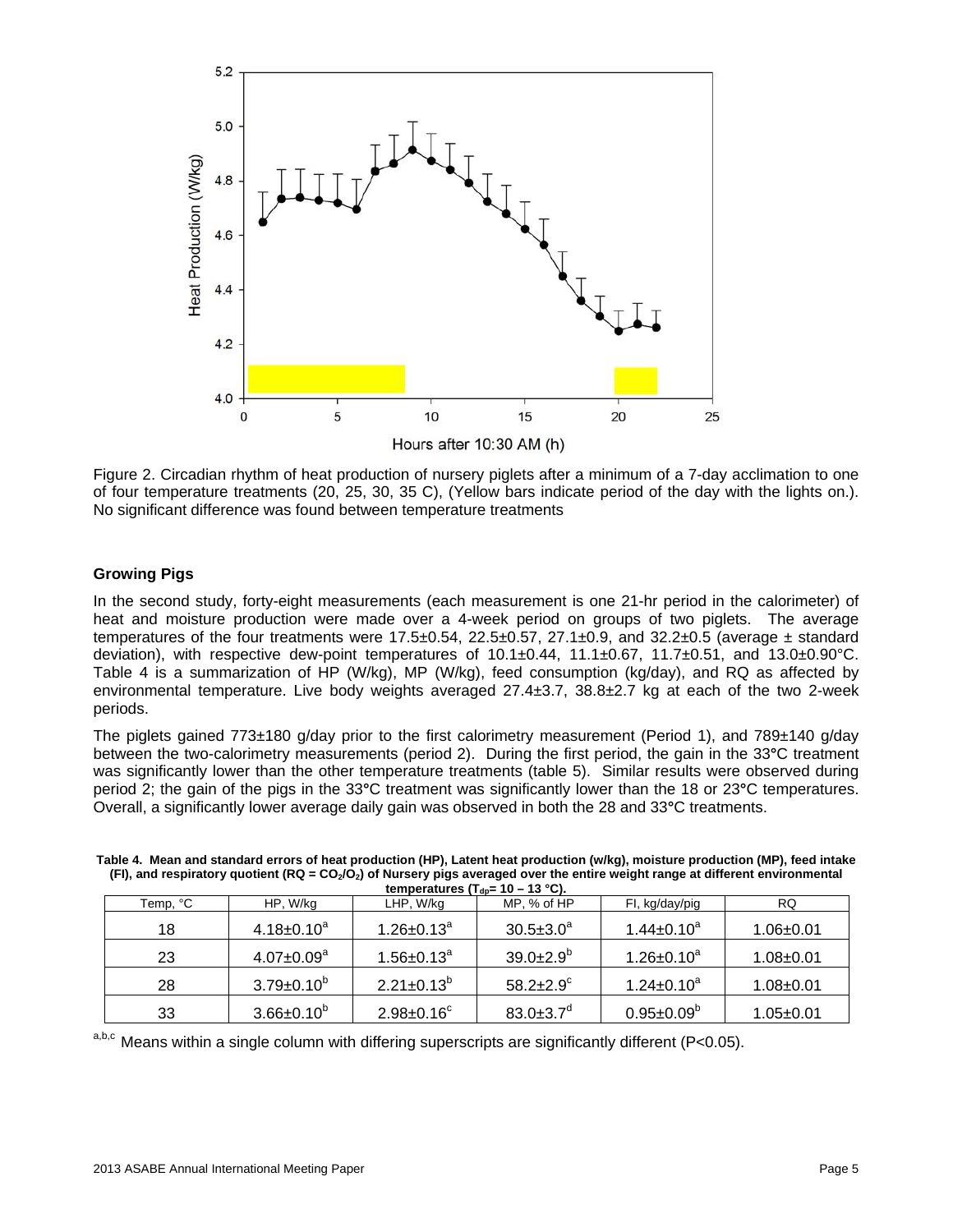5.2

5.0

4.8

4.6

4.4

4.2

4.0

0 5 10 15 20 25

Heat Production (W/kg)

Hours after 10:30 AM (h)

Figure 2. Circadian rhythm of heat production of nursery piglets after a minimum of a 7-day acclimation to one of four temperature treatments (20, 25, 30, 35 C), (Yellow bars indicate period of the day with the lights on.). No significant difference was found between temperature treatments

### Growing Pigs

In the second study, forty-eight measurements (each measurement is one 21-hr period in the calorimeter) of heat and moisture production were made over a 4-week period on groups of two piglets. The average temperatures of the four treatments were 17.5±0.54, 22.5±0.57, 27.1±0.9, and 32.2±0.5 (average ± standard deviation), with respective dew-point temperatures of 10.1±0.44, 11.1±0.67, 11.7±0.51, and 13.0±0.90°C. Table 4 is a summarization of HP (W/kg), MP (W/kg), feed consumption (kg/day), and RQ as affected by environmental temperature. Live body weights averaged 27.4±3.7, 38.8±2.7 kg at each of the two 2-week periods.

The piglets gained 773±180 g/day prior to the first calorimetry measurement (Period 1), and 789±140 g/day between the two-calorimetry measurements (period 2). During the first period, the gain in the 33°C treatment was significantly lower than the other temperature treatments (table 5). Similar results were observed during period 2; the gain of the pigs in the 33°C treatment was significantly lower than the 18 or 23°C temperatures. Overall, a significantly lower average daily gain was observed in both the 28 and 33°C treatments.

**Table 4. Mean and standard errors of heat production (HP), Latent heat production (w/kg), moisture production (MP), feed intake (FI), and respiratory quotient (RQ = $CO_2/O_2$) of Nursery pigs averaged over the entire weight range at different environmental temperatures ($T_{dp}$= 10 – 13 °C).**

| Temp, °C | HP, W/kg | LHP, W/kg | MP, % of HP | FI, kg/day/pig | RQ |
|---|---|---|---|---|---|
| 18 | 4.18±0.10[a] | 1.26±0.13[a] | 30.5±3.0[a] | 1.44±0.10[a] | 1.06±0.01 |
| 23 | 4.07±0.09[a] | 1.56±0.13[a] | 39.0±2.9[b] | 1.26±0.10[a] | 1.08±0.01 |
| 28 | 3.79±0.10[b] | 2.21±0.13[b] | 58.2±2.9[c] | 1.24±0.10[a] | 1.08±0.01 |
| 33 | 3.66±0.10[b] | 2.98±0.16[c] | 83.0±3.7[d] | 0.95±0.09[b] | 1.05±0.01 |

[a,b,c] Means within a single column with differing superscripts are significantly different (P<0.05).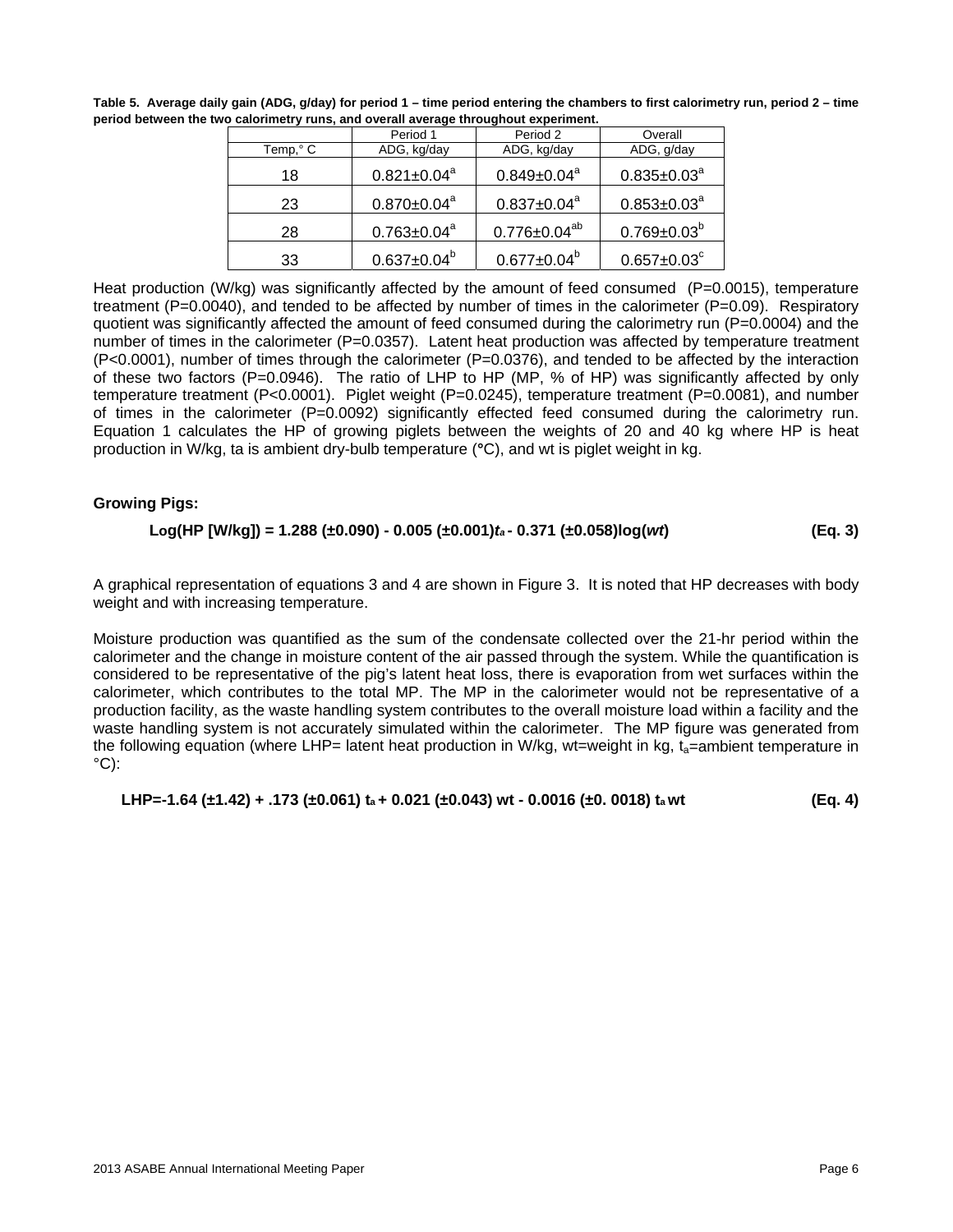**Table 5. Average daily gain (ADG, g/day) for period 1 – time period entering the chambers to first calorimetry run, period 2 – time period between the two calorimetry runs, and overall average throughout experiment.**

| | Period 1 | Period 2 | Overall |
|---|---|---|---|
| Temp,° C | ADG, kg/day | ADG, kg/day | ADG, g/day |
| 18 | $0.821 \pm 0.04^{a}$ | $0.849 \pm 0.04^{a}$ | $0.835 \pm 0.03^{a}$ |
| 23 | $0.870 \pm 0.04^{a}$ | $0.837 \pm 0.04^{a}$ | $0.853 \pm 0.03^{a}$ |
| 28 | $0.763 \pm 0.04^{a}$ | $0.776 \pm 0.04^{ab}$ | $0.769 \pm 0.03^{b}$ |
| 33 | $0.637 \pm 0.04^{b}$ | $0.677 \pm 0.04^{b}$ | $0.657 \pm 0.03^{c}$ |

Heat production (W/kg) was significantly affected by the amount of feed consumed (P=0.0015), temperature treatment (P=0.0040), and tended to be affected by number of times in the calorimeter (P=0.09). Respiratory quotient was significantly affected the amount of feed consumed during the calorimetry run (P=0.0004) and the number of times in the calorimeter (P=0.0357). Latent heat production was affected by temperature treatment (P<0.0001), number of times through the calorimeter (P=0.0376), and tended to be affected by the interaction of these two factors (P=0.0946). The ratio of LHP to HP (MP, % of HP) was significantly affected by only temperature treatment (P<0.0001). Piglet weight (P=0.0245), temperature treatment (P=0.0081), and number of times in the calorimeter (P=0.0092) significantly effected feed consumed during the calorimetry run. Equation 1 calculates the HP of growing piglets between the weights of 20 and 40 kg where HP is heat production in W/kg, ta is ambient dry-bulb temperature (°C), and wt is piglet weight in kg.

**Growing Pigs:**

$$\mathrm{Log}(HP\ [W/kg]) = 1.288\ (\pm 0.090) - 0.005\ (\pm 0.001)t_a - 0.371\ (\pm 0.058)\log(wt) \qquad \text{(Eq. 3)}$$

A graphical representation of equations 3 and 4 are shown in Figure 3. It is noted that HP decreases with body weight and with increasing temperature.

Moisture production was quantified as the sum of the condensate collected over the 21-hr period within the calorimeter and the change in moisture content of the air passed through the system. While the quantification is considered to be representative of the pig's latent heat loss, there is evaporation from wet surfaces within the calorimeter, which contributes to the total MP. The MP in the calorimeter would not be representative of a production facility, as the waste handling system contributes to the overall moisture load within a facility and the waste handling system is not accurately simulated within the calorimeter. The MP figure was generated from the following equation (where LHP= latent heat production in W/kg, wt=weight in kg, $t_a$=ambient temperature in °C):

$$LHP = -1.64\ (\pm 1.42) + .173\ (\pm 0.061)\ t_a + 0.021\ (\pm 0.043)\ wt - 0.0016\ (\pm 0.\ 0018)\ t_a\, wt \qquad \text{(Eq. 4)}$$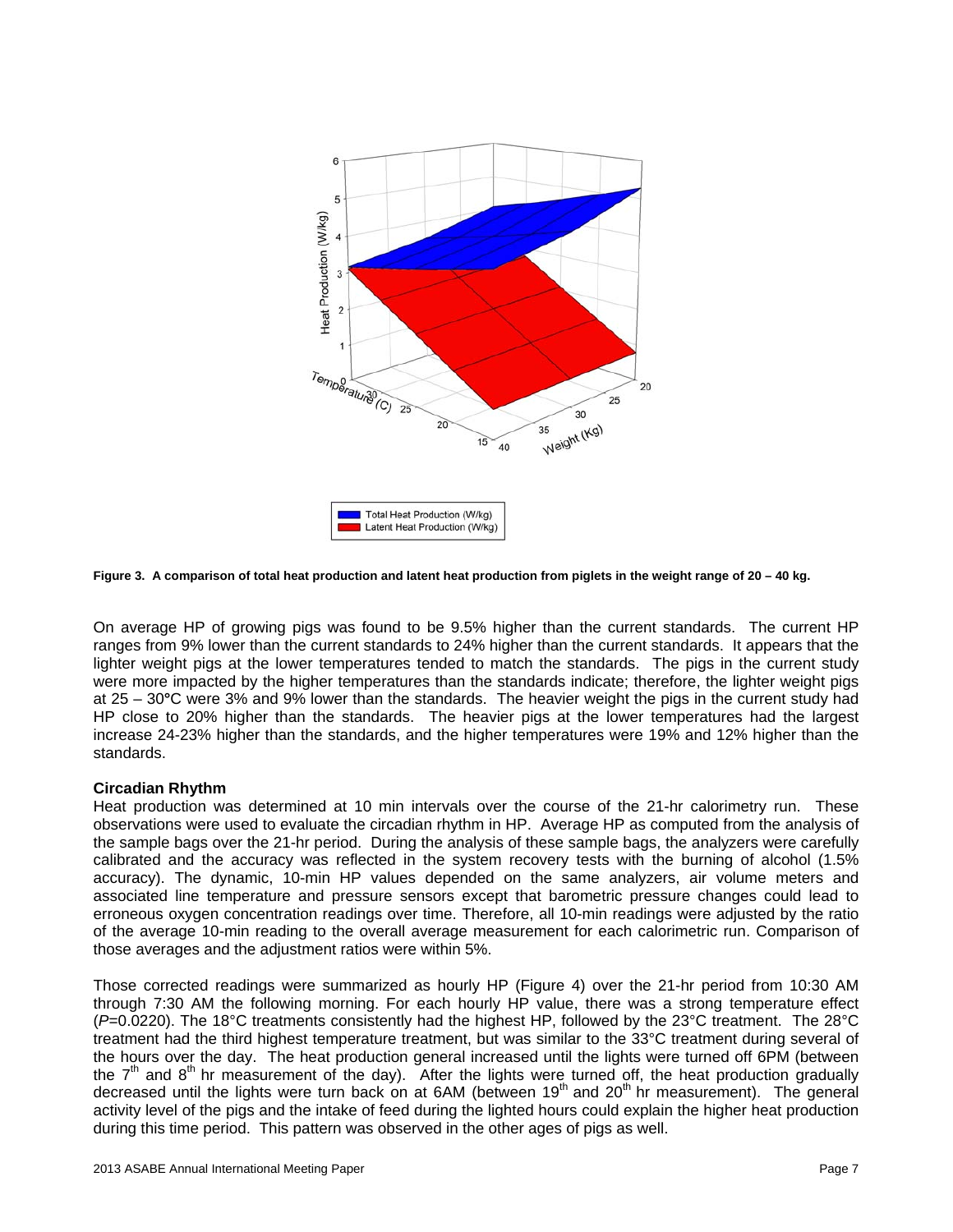Heat Production (W/kg)

6
5
4
3
2
1
0

Temperature (C)

30
25
20
15

Weight (Kg)

20
25
30
35
40

Total Heat Production (W/kg)
Latent Heat Production (W/kg)

**Figure 3. A comparison of total heat production and latent heat production from piglets in the weight range of 20 – 40 kg.**

On average HP of growing pigs was found to be 9.5% higher than the current standards. The current HP ranges from 9% lower than the current standards to 24% higher than the current standards. It appears that the lighter weight pigs at the lower temperatures tended to match the standards. The pigs in the current study were more impacted by the higher temperatures than the standards indicate; therefore, the lighter weight pigs at 25 – 30°C were 3% and 9% lower than the standards. The heavier weight the pigs in the current study had HP close to 20% higher than the standards. The heavier pigs at the lower temperatures had the largest increase 24-23% higher than the standards, and the higher temperatures were 19% and 12% higher than the standards.

### Circadian Rhythm

Heat production was determined at 10 min intervals over the course of the 21-hr calorimetry run. These observations were used to evaluate the circadian rhythm in HP. Average HP as computed from the analysis of the sample bags over the 21-hr period. During the analysis of these sample bags, the analyzers were carefully calibrated and the accuracy was reflected in the system recovery tests with the burning of alcohol (1.5% accuracy). The dynamic, 10-min HP values depended on the same analyzers, air volume meters and associated line temperature and pressure sensors except that barometric pressure changes could lead to erroneous oxygen concentration readings over time. Therefore, all 10-min readings were adjusted by the ratio of the average 10-min reading to the overall average measurement for each calorimetric run. Comparison of those averages and the adjustment ratios were within 5%.

Those corrected readings were summarized as hourly HP (Figure 4) over the 21-hr period from 10:30 AM through 7:30 AM the following morning. For each hourly HP value, there was a strong temperature effect ($P$=0.0220). The 18°C treatments consistently had the highest HP, followed by the 23°C treatment. The 28°C treatment had the third highest temperature treatment, but was similar to the 33°C treatment during several of the hours over the day. The heat production general increased until the lights were turned off 6PM (between the 7$^{th}$ and 8$^{th}$ hr measurement of the day). After the lights were turned off, the heat production gradually decreased until the lights were turn back on at 6AM (between 19$^{th}$ and 20$^{th}$ hr measurement). The general activity level of the pigs and the intake of feed during the lighted hours could explain the higher heat production during this time period. This pattern was observed in the other ages of pigs as well.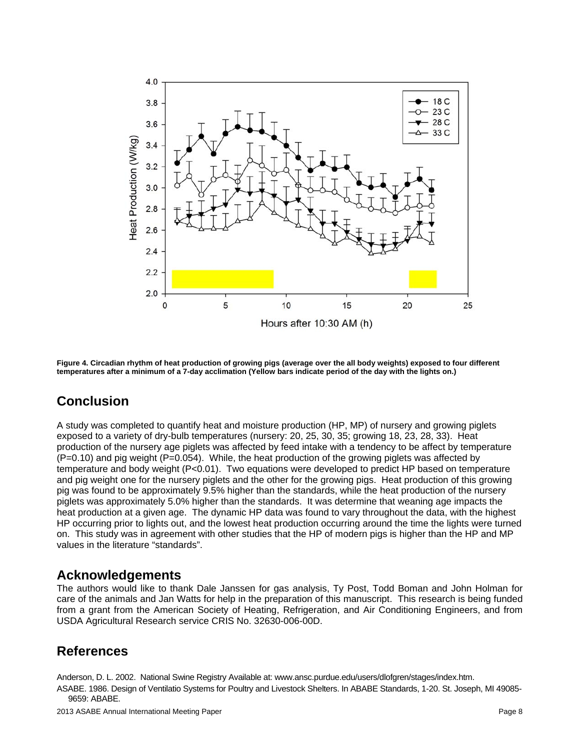4.0
3.8
3.6
3.4
3.2
3.0
2.8
2.6
2.4
2.2
2.0

Heat Production (W/kg)

0
5
10
15
20
25

Hours after 10:30 AM (h)

18 C
23 C
28 C
33 C

**Figure 4. Circadian rhythm of heat production of growing pigs (average over the all body weights) exposed to four different temperatures after a minimum of a 7-day acclimation (Yellow bars indicate period of the day with the lights on.)**

## Conclusion

A study was completed to quantify heat and moisture production (HP, MP) of nursery and growing piglets exposed to a variety of dry-bulb temperatures (nursery: 20, 25, 30, 35; growing 18, 23, 28, 33). Heat production of the nursery age piglets was affected by feed intake with a tendency to be affect by temperature (P=0.10) and pig weight (P=0.054). While, the heat production of the growing piglets was affected by temperature and body weight (P<0.01). Two equations were developed to predict HP based on temperature and pig weight one for the nursery piglets and the other for the growing pigs. Heat production of this growing pig was found to be approximately 9.5% higher than the standards, while the heat production of the nursery piglets was approximately 5.0% higher than the standards. It was determine that weaning age impacts the heat production at a given age. The dynamic HP data was found to vary throughout the data, with the highest HP occurring prior to lights out, and the lowest heat production occurring around the time the lights were turned on. This study was in agreement with other studies that the HP of modern pigs is higher than the HP and MP values in the literature "standards".

## Acknowledgements

The authors would like to thank Dale Janssen for gas analysis, Ty Post, Todd Boman and John Holman for care of the animals and Jan Watts for help in the preparation of this manuscript. This research is being funded from a grant from the American Society of Heating, Refrigeration, and Air Conditioning Engineers, and from USDA Agricultural Research service CRIS No. 32630-006-00D.

## References

Anderson, D. L. 2002. National Swine Registry Available at: www.ansc.purdue.edu/users/dlofgren/stages/index.htm.

ASABE. 1986. Design of Ventilatio Systems for Poultry and Livestock Shelters. In ABABE Standards, 1-20. St. Joseph, MI 49085-9659: ABABE.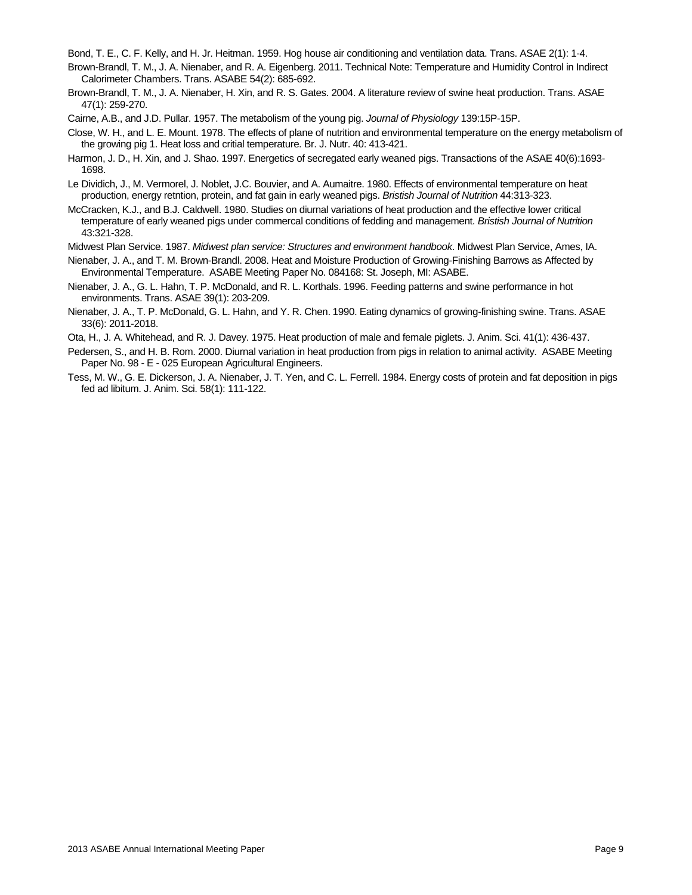Bond, T. E., C. F. Kelly, and H. Jr. Heitman. 1959. Hog house air conditioning and ventilation data. Trans. ASAE 2(1): 1-4.

Brown-Brandl, T. M., J. A. Nienaber, and R. A. Eigenberg. 2011. Technical Note: Temperature and Humidity Control in Indirect Calorimeter Chambers. Trans. ASABE 54(2): 685-692.

Brown-Brandl, T. M., J. A. Nienaber, H. Xin, and R. S. Gates. 2004. A literature review of swine heat production. Trans. ASAE 47(1): 259-270.

Cairne, A.B., and J.D. Pullar. 1957. The metabolism of the young pig. *Journal of Physiology* 139:15P-15P.

Close, W. H., and L. E. Mount. 1978. The effects of plane of nutrition and environmental temperature on the energy metabolism of the growing pig 1. Heat loss and critial temperature. Br. J. Nutr. 40: 413-421.

Harmon, J. D., H. Xin, and J. Shao. 1997. Energetics of secregated early weaned pigs. Transactions of the ASAE 40(6):1693-1698.

Le Dividich, J., M. Vermorel, J. Noblet, J.C. Bouvier, and A. Aumaitre. 1980. Effects of environmental temperature on heat production, energy retntion, protein, and fat gain in early weaned pigs. *Bristish Journal of Nutrition* 44:313-323.

McCracken, K.J., and B.J. Caldwell. 1980. Studies on diurnal variations of heat production and the effective lower critical temperature of early weaned pigs under commercal conditions of fedding and management. *Bristish Journal of Nutrition* 43:321-328.

Midwest Plan Service. 1987. *Midwest plan service: Structures and environment handbook*. Midwest Plan Service, Ames, IA.

Nienaber, J. A., and T. M. Brown-Brandl. 2008. Heat and Moisture Production of Growing-Finishing Barrows as Affected by Environmental Temperature. ASABE Meeting Paper No. 084168: St. Joseph, MI: ASABE.

Nienaber, J. A., G. L. Hahn, T. P. McDonald, and R. L. Korthals. 1996. Feeding patterns and swine performance in hot environments. Trans. ASAE 39(1): 203-209.

Nienaber, J. A., T. P. McDonald, G. L. Hahn, and Y. R. Chen. 1990. Eating dynamics of growing-finishing swine. Trans. ASAE 33(6): 2011-2018.

Ota, H., J. A. Whitehead, and R. J. Davey. 1975. Heat production of male and female piglets. J. Anim. Sci. 41(1): 436-437.

Pedersen, S., and H. B. Rom. 2000. Diurnal variation in heat production from pigs in relation to animal activity. ASABE Meeting Paper No. 98 - E - 025 European Agricultural Engineers.

Tess, M. W., G. E. Dickerson, J. A. Nienaber, J. T. Yen, and C. L. Ferrell. 1984. Energy costs of protein and fat deposition in pigs fed ad libitum. J. Anim. Sci. 58(1): 111-122.